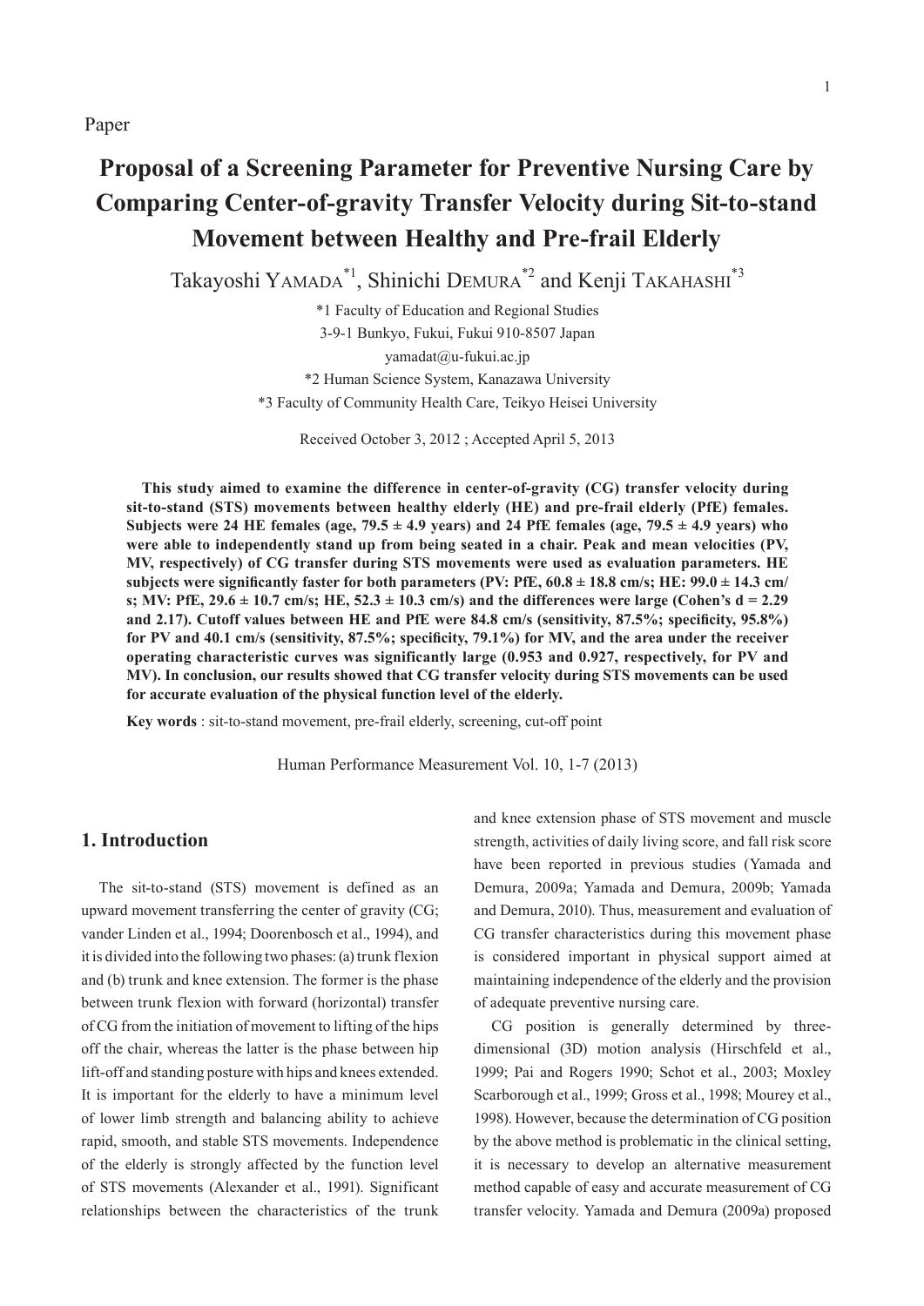Paper

# Proposal of a Screening Parameter for Preventive Nursing Care by Comparing Center-of-gravity Transfer Velocity during Sit-to-stand Movement between Healthy and Pre-frail Elderly

Takayoshi YAMADA[*1], Shinichi DEMURA[*2] and Kenji TAKAHASHI[*3]

*1 Faculty of Education and Regional Studies
3-9-1 Bunkyo, Fukui, Fukui 910-8507 Japan
yamadat@u-fukui.ac.jp
*2 Human Science System, Kanazawa University
*3 Faculty of Community Health Care, Teikyo Heisei University

Received October 3, 2012 ; Accepted April 5, 2013

**This study aimed to examine the difference in center-of-gravity (CG) transfer velocity during sit-to-stand (STS) movements between healthy elderly (HE) and pre-frail elderly (PfE) females. Subjects were 24 HE females (age, 79.5 ± 4.9 years) and 24 PfE females (age, 79.5 ± 4.9 years) who were able to independently stand up from being seated in a chair. Peak and mean velocities (PV, MV, respectively) of CG transfer during STS movements were used as evaluation parameters. HE subjects were significantly faster for both parameters (PV: PfE, 60.8 ± 18.8 cm/s; HE: 99.0 ± 14.3 cm/s; MV: PfE, 29.6 ± 10.7 cm/s; HE, 52.3 ± 10.3 cm/s) and the differences were large (Cohen's d = 2.29 and 2.17). Cutoff values between HE and PfE were 84.8 cm/s (sensitivity, 87.5%; specificity, 95.8%) for PV and 40.1 cm/s (sensitivity, 87.5%; specificity, 79.1%) for MV, and the area under the receiver operating characteristic curves was significantly large (0.953 and 0.927, respectively, for PV and MV). In conclusion, our results showed that CG transfer velocity during STS movements can be used for accurate evaluation of the physical function level of the elderly.**

**Key words** : sit-to-stand movement, pre-frail elderly, screening, cut-off point

Human Performance Measurement Vol. 10, 1-7 (2013)

## 1. Introduction

The sit-to-stand (STS) movement is defined as an upward movement transferring the center of gravity (CG; vander Linden et al., 1994; Doorenbosch et al., 1994), and it is divided into the following two phases: (a) trunk flexion and (b) trunk and knee extension. The former is the phase between trunk flexion with forward (horizontal) transfer of CG from the initiation of movement to lifting of the hips off the chair, whereas the latter is the phase between hip lift-off and standing posture with hips and knees extended. It is important for the elderly to have a minimum level of lower limb strength and balancing ability to achieve rapid, smooth, and stable STS movements. Independence of the elderly is strongly affected by the function level of STS movements (Alexander et al., 1991). Significant relationships between the characteristics of the trunk and knee extension phase of STS movement and muscle strength, activities of daily living score, and fall risk score have been reported in previous studies (Yamada and Demura, 2009a; Yamada and Demura, 2009b; Yamada and Demura, 2010). Thus, measurement and evaluation of CG transfer characteristics during this movement phase is considered important in physical support aimed at maintaining independence of the elderly and the provision of adequate preventive nursing care.

CG position is generally determined by three-dimensional (3D) motion analysis (Hirschfeld et al., 1999; Pai and Rogers 1990; Schot et al., 2003; Moxley Scarborough et al., 1999; Gross et al., 1998; Mourey et al., 1998). However, because the determination of CG position by the above method is problematic in the clinical setting, it is necessary to develop an alternative measurement method capable of easy and accurate measurement of CG transfer velocity. Yamada and Demura (2009a) proposed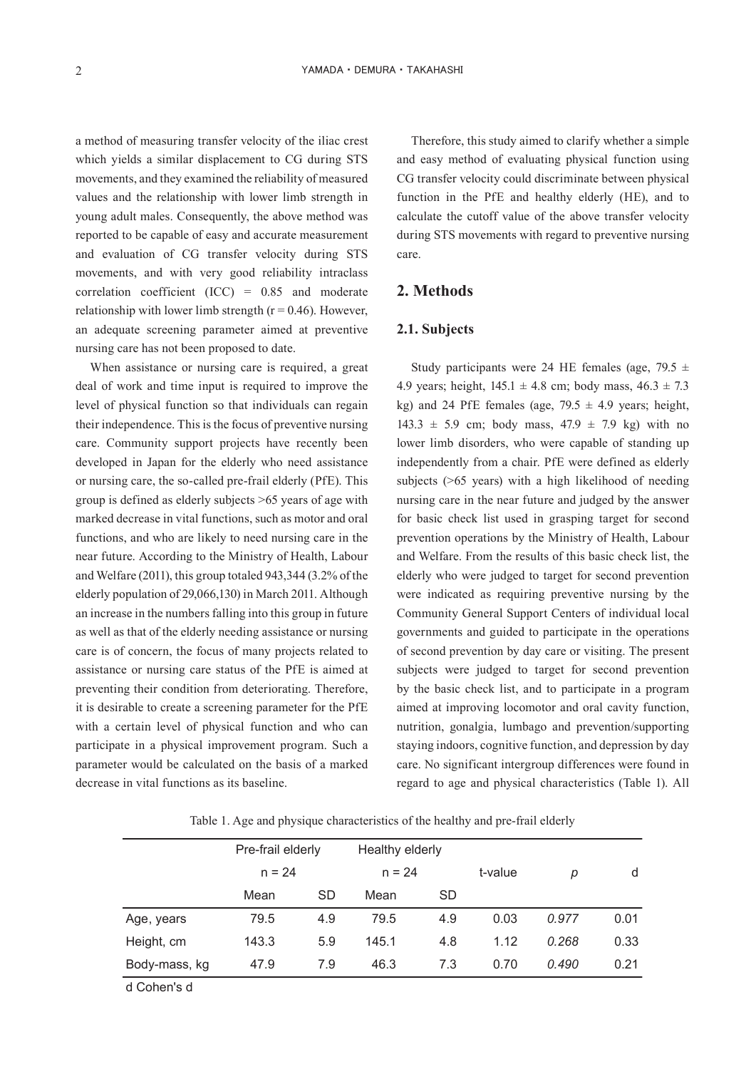a method of measuring transfer velocity of the iliac crest which yields a similar displacement to CG during STS movements, and they examined the reliability of measured values and the relationship with lower limb strength in young adult males. Consequently, the above method was reported to be capable of easy and accurate measurement and evaluation of CG transfer velocity during STS movements, and with very good reliability intraclass correlation coefficient (ICC) = 0.85 and moderate relationship with lower limb strength ($r = 0.46$). However, an adequate screening parameter aimed at preventive nursing care has not been proposed to date.

When assistance or nursing care is required, a great deal of work and time input is required to improve the level of physical function so that individuals can regain their independence. This is the focus of preventive nursing care. Community support projects have recently been developed in Japan for the elderly who need assistance or nursing care, the so-called pre-frail elderly (PfE). This group is defined as elderly subjects >65 years of age with marked decrease in vital functions, such as motor and oral functions, and who are likely to need nursing care in the near future. According to the Ministry of Health, Labour and Welfare (2011), this group totaled 943,344 (3.2% of the elderly population of 29,066,130) in March 2011. Although an increase in the numbers falling into this group in future as well as that of the elderly needing assistance or nursing care is of concern, the focus of many projects related to assistance or nursing care status of the PfE is aimed at preventing their condition from deteriorating. Therefore, it is desirable to create a screening parameter for the PfE with a certain level of physical function and who can participate in a physical improvement program. Such a parameter would be calculated on the basis of a marked decrease in vital functions as its baseline.

Therefore, this study aimed to clarify whether a simple and easy method of evaluating physical function using CG transfer velocity could discriminate between physical function in the PfE and healthy elderly (HE), and to calculate the cutoff value of the above transfer velocity during STS movements with regard to preventive nursing care.

## 2. Methods

### 2.1. Subjects

Study participants were 24 HE females (age, 79.5 ± 4.9 years; height, 145.1 ± 4.8 cm; body mass, 46.3 ± 7.3 kg) and 24 PfE females (age, 79.5 ± 4.9 years; height, 143.3 ± 5.9 cm; body mass, 47.9 ± 7.9 kg) with no lower limb disorders, who were capable of standing up independently from a chair. PfE were defined as elderly subjects (>65 years) with a high likelihood of needing nursing care in the near future and judged by the answer for basic check list used in grasping target for second prevention operations by the Ministry of Health, Labour and Welfare. From the results of this basic check list, the elderly who were judged to target for second prevention were indicated as requiring preventive nursing by the Community General Support Centers of individual local governments and guided to participate in the operations of second prevention by day care or visiting. The present subjects were judged to target for second prevention by the basic check list, and to participate in a program aimed at improving locomotor and oral cavity function, nutrition, gonalgia, lumbago and prevention/supporting staying indoors, cognitive function, and depression by day care. No significant intergroup differences were found in regard to age and physical characteristics (Table 1). All

Table 1. Age and physique characteristics of the healthy and pre-frail elderly

| | Pre-frail elderly | | Healthy elderly | | t-value | *p* | d |
|---|---|---|---|---|---|---|---|
| | n = 24 | | n = 24 | | | | |
| | Mean | SD | Mean | SD | | | |
| Age, years | 79.5 | 4.9 | 79.5 | 4.9 | 0.03 | *0.977* | 0.01 |
| Height, cm | 143.3 | 5.9 | 145.1 | 4.8 | 1.12 | *0.268* | 0.33 |
| Body-mass, kg | 47.9 | 7.9 | 46.3 | 7.3 | 0.70 | *0.490* | 0.21 |

d Cohen's d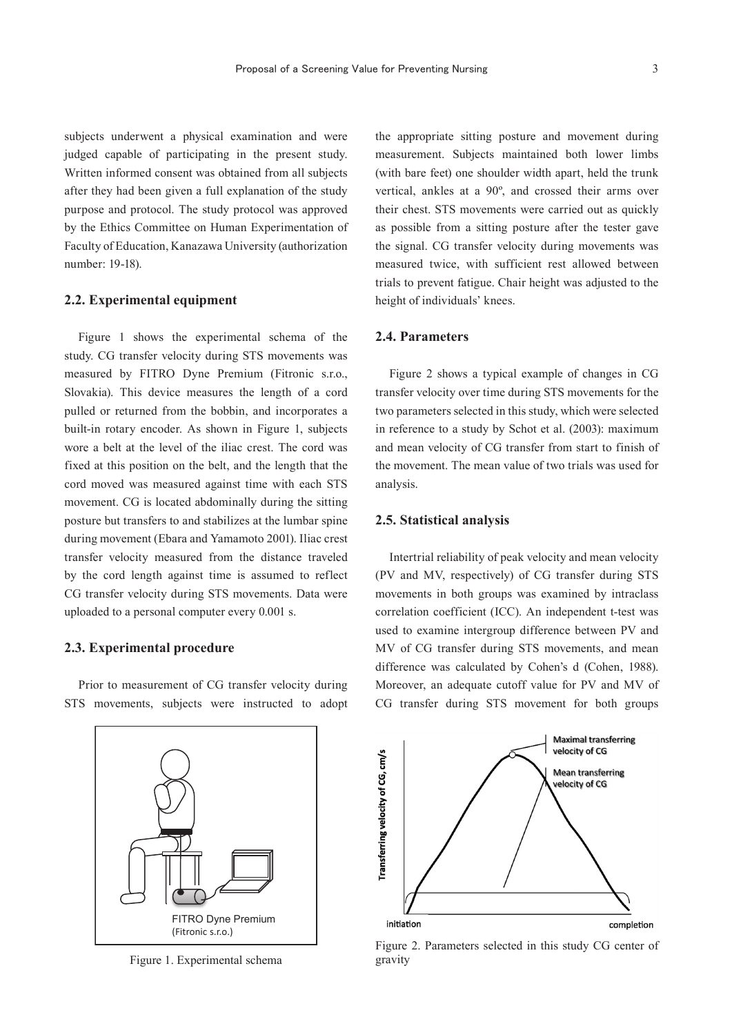subjects underwent a physical examination and were judged capable of participating in the present study. Written informed consent was obtained from all subjects after they had been given a full explanation of the study purpose and protocol. The study protocol was approved by the Ethics Committee on Human Experimentation of Faculty of Education, Kanazawa University (authorization number: 19-18).

## 2.2. Experimental equipment

Figure 1 shows the experimental schema of the study. CG transfer velocity during STS movements was measured by FITRO Dyne Premium (Fitronic s.r.o., Slovakia). This device measures the length of a cord pulled or returned from the bobbin, and incorporates a built-in rotary encoder. As shown in Figure 1, subjects wore a belt at the level of the iliac crest. The cord was fixed at this position on the belt, and the length that the cord moved was measured against time with each STS movement. CG is located abdominally during the sitting posture but transfers to and stabilizes at the lumbar spine during movement (Ebara and Yamamoto 2001). Iliac crest transfer velocity measured from the distance traveled by the cord length against time is assumed to reflect CG transfer velocity during STS movements. Data were uploaded to a personal computer every 0.001 s.

## 2.3. Experimental procedure

Prior to measurement of CG transfer velocity during STS movements, subjects were instructed to adopt the appropriate sitting posture and movement during measurement. Subjects maintained both lower limbs (with bare feet) one shoulder width apart, held the trunk vertical, ankles at a 90º, and crossed their arms over their chest. STS movements were carried out as quickly as possible from a sitting posture after the tester gave the signal. CG transfer velocity during movements was measured twice, with sufficient rest allowed between trials to prevent fatigue. Chair height was adjusted to the height of individuals' knees.

## 2.4. Parameters

Figure 2 shows a typical example of changes in CG transfer velocity over time during STS movements for the two parameters selected in this study, which were selected in reference to a study by Schot et al. (2003): maximum and mean velocity of CG transfer from start to finish of the movement. The mean value of two trials was used for analysis.

## 2.5. Statistical analysis

Intertrial reliability of peak velocity and mean velocity (PV and MV, respectively) of CG transfer during STS movements in both groups was examined by intraclass correlation coefficient (ICC). An independent t-test was used to examine intergroup difference between PV and MV of CG transfer during STS movements, and mean difference was calculated by Cohen's d (Cohen, 1988). Moreover, an adequate cutoff value for PV and MV of CG transfer during STS movement for both groups

FITRO Dyne Premium (Fitronic s.r.o.)

Figure 1. Experimental schema

Maximal transferring velocity of CG

Mean transferring velocity of CG

Transferring velocity of CG, cm/s

initiation

completion

Figure 2. Parameters selected in this study CG center of gravity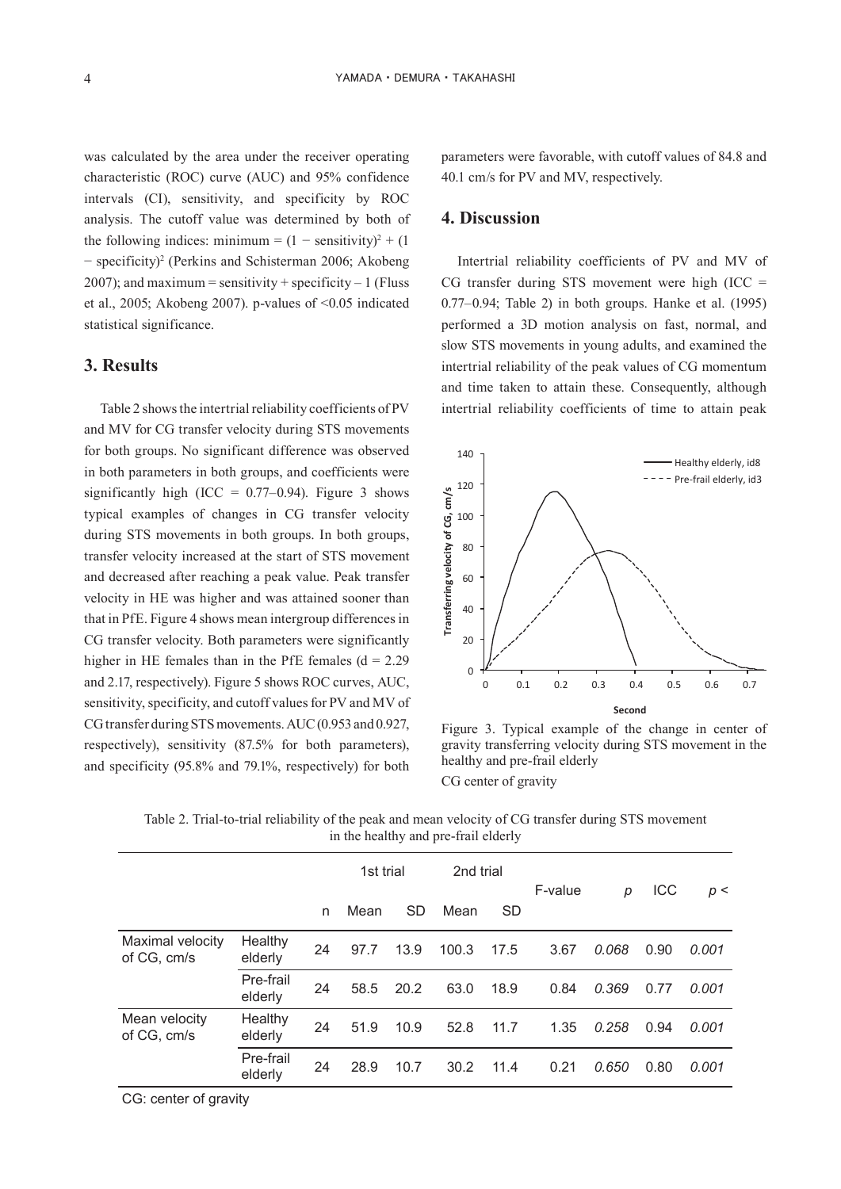was calculated by the area under the receiver operating characteristic (ROC) curve (AUC) and 95% confidence intervals (CI), sensitivity, and specificity by ROC analysis. The cutoff value was determined by both of the following indices: minimum = $(1 - \text{sensitivity})^2 + (1 - \text{specificity})^2$ (Perkins and Schisterman 2006; Akobeng 2007); and maximum = sensitivity + specificity – 1 (Fluss et al., 2005; Akobeng 2007). p-values of <0.05 indicated statistical significance.

## 3. Results

Table 2 shows the intertrial reliability coefficients of PV and MV for CG transfer velocity during STS movements for both groups. No significant difference was observed in both parameters in both groups, and coefficients were significantly high (ICC = 0.77–0.94). Figure 3 shows typical examples of changes in CG transfer velocity during STS movements in both groups. In both groups, transfer velocity increased at the start of STS movement and decreased after reaching a peak value. Peak transfer velocity in HE was higher and was attained sooner than that in PfE. Figure 4 shows mean intergroup differences in CG transfer velocity. Both parameters were significantly higher in HE females than in the PfE females (d = 2.29 and 2.17, respectively). Figure 5 shows ROC curves, AUC, sensitivity, specificity, and cutoff values for PV and MV of CG transfer during STS movements. AUC (0.953 and 0.927, respectively), sensitivity (87.5% for both parameters), and specificity (95.8% and 79.1%, respectively) for both parameters were favorable, with cutoff values of 84.8 and 40.1 cm/s for PV and MV, respectively.

## 4. Discussion

Intertrial reliability coefficients of PV and MV of CG transfer during STS movement were high (ICC = 0.77–0.94; Table 2) in both groups. Hanke et al. (1995) performed a 3D motion analysis on fast, normal, and slow STS movements in young adults, and examined the intertrial reliability of the peak values of CG momentum and time taken to attain these. Consequently, although intertrial reliability coefficients of time to attain peak

Figure 3. Typical example of the change in center of gravity transferring velocity during STS movement in the healthy and pre-frail elderly

CG center of gravity

Table 2. Trial-to-trial reliability of the peak and mean velocity of CG transfer during STS movement in the healthy and pre-frail elderly

| | | n | 1st trial Mean | 1st trial SD | 2nd trial Mean | 2nd trial SD | F-value | *p* | ICC | *p* < |
|---|---|---|---|---|---|---|---|---|---|---|
| Maximal velocity of CG, cm/s | Healthy elderly | 24 | 97.7 | 13.9 | 100.3 | 17.5 | 3.67 | *0.068* | 0.90 | *0.001* |
| | Pre-frail elderly | 24 | 58.5 | 20.2 | 63.0 | 18.9 | 0.84 | *0.369* | 0.77 | *0.001* |
| Mean velocity of CG, cm/s | Healthy elderly | 24 | 51.9 | 10.9 | 52.8 | 11.7 | 1.35 | *0.258* | 0.94 | *0.001* |
| | Pre-frail elderly | 24 | 28.9 | 10.7 | 30.2 | 11.4 | 0.21 | *0.650* | 0.80 | *0.001* |

CG: center of gravity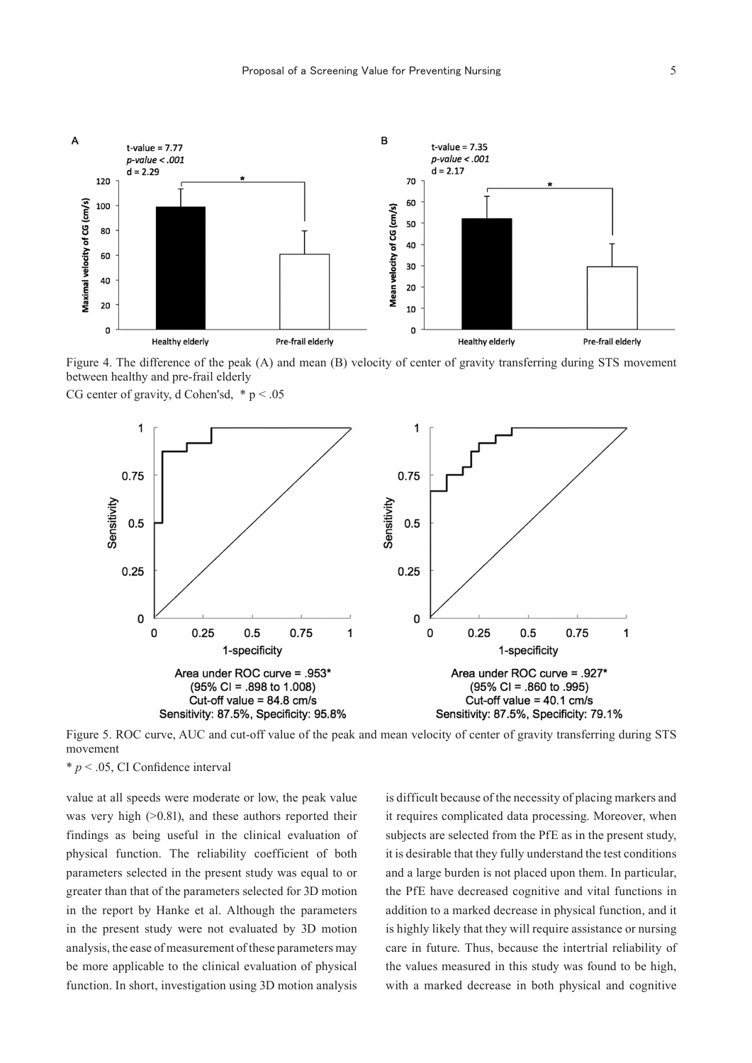Figure 4. The difference of the peak (A) and mean (B) velocity of center of gravity transferring during STS movement between healthy and pre-frail elderly

CG center of gravity, d Cohen'sd, * $p < .05$

Figure 5. ROC curve, AUC and cut-off value of the peak and mean velocity of center of gravity transferring during STS movement

* $p < .05$, CI Confidence interval

value at all speeds were moderate or low, the peak value was very high (>0.81), and these authors reported their findings as being useful in the clinical evaluation of physical function. The reliability coefficient of both parameters selected in the present study was equal to or greater than that of the parameters selected for 3D motion in the report by Hanke et al. Although the parameters in the present study were not evaluated by 3D motion analysis, the ease of measurement of these parameters may be more applicable to the clinical evaluation of physical function. In short, investigation using 3D motion analysis is difficult because of the necessity of placing markers and it requires complicated data processing. Moreover, when subjects are selected from the PfE as in the present study, it is desirable that they fully understand the test conditions and a large burden is not placed upon them. In particular, the PfE have decreased cognitive and vital functions in addition to a marked decrease in physical function, and it is highly likely that they will require assistance or nursing care in future. Thus, because the intertrial reliability of the values measured in this study was found to be high, with a marked decrease in both physical and cognitive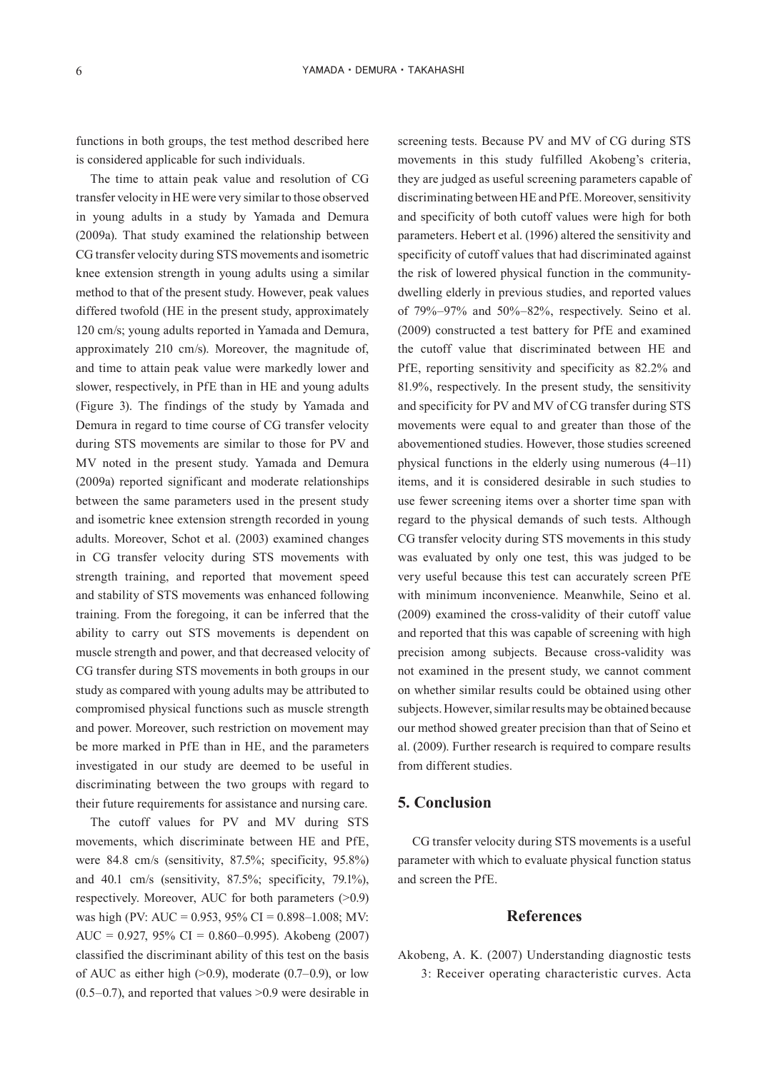functions in both groups, the test method described here is considered applicable for such individuals.

The time to attain peak value and resolution of CG transfer velocity in HE were very similar to those observed in young adults in a study by Yamada and Demura (2009a). That study examined the relationship between CG transfer velocity during STS movements and isometric knee extension strength in young adults using a similar method to that of the present study. However, peak values differed twofold (HE in the present study, approximately 120 cm/s; young adults reported in Yamada and Demura, approximately 210 cm/s). Moreover, the magnitude of, and time to attain peak value were markedly lower and slower, respectively, in PfE than in HE and young adults (Figure 3). The findings of the study by Yamada and Demura in regard to time course of CG transfer velocity during STS movements are similar to those for PV and MV noted in the present study. Yamada and Demura (2009a) reported significant and moderate relationships between the same parameters used in the present study and isometric knee extension strength recorded in young adults. Moreover, Schot et al. (2003) examined changes in CG transfer velocity during STS movements with strength training, and reported that movement speed and stability of STS movements was enhanced following training. From the foregoing, it can be inferred that the ability to carry out STS movements is dependent on muscle strength and power, and that decreased velocity of CG transfer during STS movements in both groups in our study as compared with young adults may be attributed to compromised physical functions such as muscle strength and power. Moreover, such restriction on movement may be more marked in PfE than in HE, and the parameters investigated in our study are deemed to be useful in discriminating between the two groups with regard to their future requirements for assistance and nursing care.

The cutoff values for PV and MV during STS movements, which discriminate between HE and PfE, were 84.8 cm/s (sensitivity, 87.5%; specificity, 95.8%) and 40.1 cm/s (sensitivity, 87.5%; specificity, 79.1%), respectively. Moreover, AUC for both parameters (>0.9) was high (PV: AUC = 0.953, 95% CI = 0.898–1.008; MV: AUC = 0.927, 95% CI = 0.860–0.995). Akobeng (2007) classified the discriminant ability of this test on the basis of AUC as either high (>0.9), moderate (0.7–0.9), or low (0.5–0.7), and reported that values >0.9 were desirable in screening tests. Because PV and MV of CG during STS movements in this study fulfilled Akobeng's criteria, they are judged as useful screening parameters capable of discriminating between HE and PfE. Moreover, sensitivity and specificity of both cutoff values were high for both parameters. Hebert et al. (1996) altered the sensitivity and specificity of cutoff values that had discriminated against the risk of lowered physical function in the community-dwelling elderly in previous studies, and reported values of 79%–97% and 50%–82%, respectively. Seino et al. (2009) constructed a test battery for PfE and examined the cutoff value that discriminated between HE and PfE, reporting sensitivity and specificity as 82.2% and 81.9%, respectively. In the present study, the sensitivity and specificity for PV and MV of CG transfer during STS movements were equal to and greater than those of the abovementioned studies. However, those studies screened physical functions in the elderly using numerous (4–11) items, and it is considered desirable in such studies to use fewer screening items over a shorter time span with regard to the physical demands of such tests. Although CG transfer velocity during STS movements in this study was evaluated by only one test, this was judged to be very useful because this test can accurately screen PfE with minimum inconvenience. Meanwhile, Seino et al. (2009) examined the cross-validity of their cutoff value and reported that this was capable of screening with high precision among subjects. Because cross-validity was not examined in the present study, we cannot comment on whether similar results could be obtained using other subjects. However, similar results may be obtained because our method showed greater precision than that of Seino et al. (2009). Further research is required to compare results from different studies.

## 5. Conclusion

CG transfer velocity during STS movements is a useful parameter with which to evaluate physical function status and screen the PfE.

## References

Akobeng, A. K. (2007) Understanding diagnostic tests 3: Receiver operating characteristic curves. Acta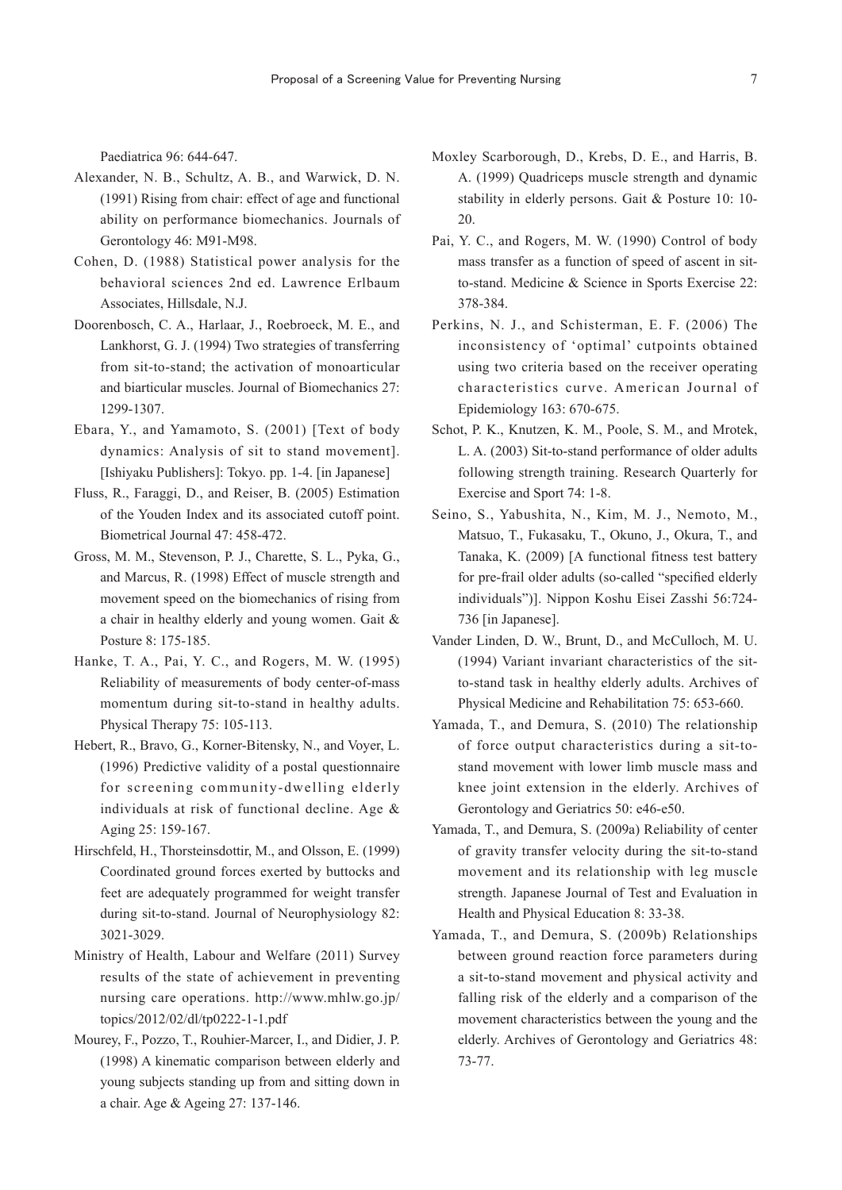Paediatrica 96: 644-647.

Alexander, N. B., Schultz, A. B., and Warwick, D. N. (1991) Rising from chair: effect of age and functional ability on performance biomechanics. Journals of Gerontology 46: M91-M98.

Cohen, D. (1988) Statistical power analysis for the behavioral sciences 2nd ed. Lawrence Erlbaum Associates, Hillsdale, N.J.

Doorenbosch, C. A., Harlaar, J., Roebroeck, M. E., and Lankhorst, G. J. (1994) Two strategies of transferring from sit-to-stand; the activation of monoarticular and biarticular muscles. Journal of Biomechanics 27: 1299-1307.

Ebara, Y., and Yamamoto, S. (2001) [Text of body dynamics: Analysis of sit to stand movement]. [Ishiyaku Publishers]: Tokyo. pp. 1-4. [in Japanese]

Fluss, R., Faraggi, D., and Reiser, B. (2005) Estimation of the Youden Index and its associated cutoff point. Biometrical Journal 47: 458-472.

Gross, M. M., Stevenson, P. J., Charette, S. L., Pyka, G., and Marcus, R. (1998) Effect of muscle strength and movement speed on the biomechanics of rising from a chair in healthy elderly and young women. Gait & Posture 8: 175-185.

Hanke, T. A., Pai, Y. C., and Rogers, M. W. (1995) Reliability of measurements of body center-of-mass momentum during sit-to-stand in healthy adults. Physical Therapy 75: 105-113.

Hebert, R., Bravo, G., Korner-Bitensky, N., and Voyer, L. (1996) Predictive validity of a postal questionnaire for screening community-dwelling elderly individuals at risk of functional decline. Age & Aging 25: 159-167.

Hirschfeld, H., Thorsteinsdottir, M., and Olsson, E. (1999) Coordinated ground forces exerted by buttocks and feet are adequately programmed for weight transfer during sit-to-stand. Journal of Neurophysiology 82: 3021-3029.

Ministry of Health, Labour and Welfare (2011) Survey results of the state of achievement in preventing nursing care operations. http://www.mhlw.go.jp/topics/2012/02/dl/tp0222-1-1.pdf

Mourey, F., Pozzo, T., Rouhier-Marcer, I., and Didier, J. P. (1998) A kinematic comparison between elderly and young subjects standing up from and sitting down in a chair. Age & Ageing 27: 137-146.

Moxley Scarborough, D., Krebs, D. E., and Harris, B. A. (1999) Quadriceps muscle strength and dynamic stability in elderly persons. Gait & Posture 10: 10-20.

Pai, Y. C., and Rogers, M. W. (1990) Control of body mass transfer as a function of speed of ascent in sit-to-stand. Medicine & Science in Sports Exercise 22: 378-384.

Perkins, N. J., and Schisterman, E. F. (2006) The inconsistency of 'optimal' cutpoints obtained using two criteria based on the receiver operating characteristics curve. American Journal of Epidemiology 163: 670-675.

Schot, P. K., Knutzen, K. M., Poole, S. M., and Mrotek, L. A. (2003) Sit-to-stand performance of older adults following strength training. Research Quarterly for Exercise and Sport 74: 1-8.

Seino, S., Yabushita, N., Kim, M. J., Nemoto, M., Matsuo, T., Fukasaku, T., Okuno, J., Okura, T., and Tanaka, K. (2009) [A functional fitness test battery for pre-frail older adults (so-called "specified elderly individuals")]. Nippon Koshu Eisei Zasshi 56:724-736 [in Japanese].

Vander Linden, D. W., Brunt, D., and McCulloch, M. U. (1994) Variant invariant characteristics of the sit-to-stand task in healthy elderly adults. Archives of Physical Medicine and Rehabilitation 75: 653-660.

Yamada, T., and Demura, S. (2010) The relationship of force output characteristics during a sit-to-stand movement with lower limb muscle mass and knee joint extension in the elderly. Archives of Gerontology and Geriatrics 50: e46-e50.

Yamada, T., and Demura, S. (2009a) Reliability of center of gravity transfer velocity during the sit-to-stand movement and its relationship with leg muscle strength. Japanese Journal of Test and Evaluation in Health and Physical Education 8: 33-38.

Yamada, T., and Demura, S. (2009b) Relationships between ground reaction force parameters during a sit-to-stand movement and physical activity and falling risk of the elderly and a comparison of the movement characteristics between the young and the elderly. Archives of Gerontology and Geriatrics 48: 73-77.